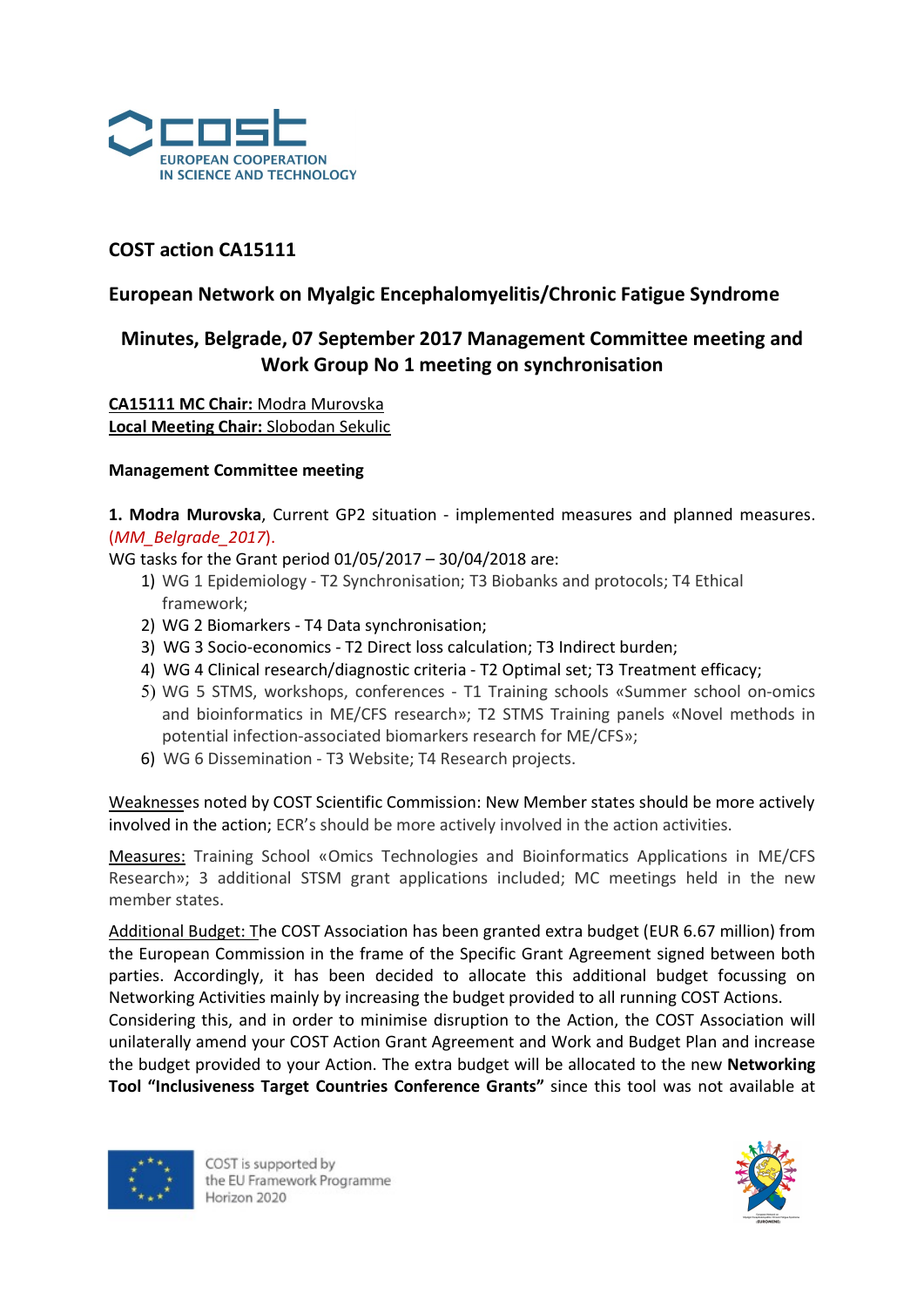## COST action CA15111

## European Network on Myalgic Encephalomyelitis/Chronic Fatigue Syndrome

## Minutes, Belgrade, 07 September 2017 Management Committee meeting and Work Group No 1 meeting on synchronisation

**CA15111 MC Chair:** Modra Murovska
**Local Meeting Chair:** Slobodan Sekulic

**Management Committee meeting**

**1. Modra Murovska**, Current GP2 situation - implemented measures and planned measures. (*MM_Belgrade_2017*).

WG tasks for the Grant period 01/05/2017 – 30/04/2018 are:

1) WG 1 Epidemiology - T2 Synchronisation; T3 Biobanks and protocols; T4 Ethical framework;
2) WG 2 Biomarkers - T4 Data synchronisation;
3) WG 3 Socio-economics - T2 Direct loss calculation; T3 Indirect burden;
4) WG 4 Clinical research/diagnostic criteria - T2 Optimal set; T3 Treatment efficacy;
5) WG 5 STMS, workshops, conferences - T1 Training schools «Summer school on-omics and bioinformatics in ME/CFS research»; T2 STMS Training panels «Novel methods in potential infection-associated biomarkers research for ME/CFS»;
6) WG 6 Dissemination - T3 Website; T4 Research projects.

Weaknesses noted by COST Scientific Commission: New Member states should be more actively involved in the action; ECR's should be more actively involved in the action activities.

Measures: Training School «Omics Technologies and Bioinformatics Applications in ME/CFS Research»; 3 additional STSM grant applications included; MC meetings held in the new member states.

Additional Budget: The COST Association has been granted extra budget (EUR 6.67 million) from the European Commission in the frame of the Specific Grant Agreement signed between both parties. Accordingly, it has been decided to allocate this additional budget focussing on Networking Activities mainly by increasing the budget provided to all running COST Actions. Considering this, and in order to minimise disruption to the Action, the COST Association will unilaterally amend your COST Action Grant Agreement and Work and Budget Plan and increase the budget provided to your Action. The extra budget will be allocated to the new **Networking Tool "Inclusiveness Target Countries Conference Grants"** since this tool was not available at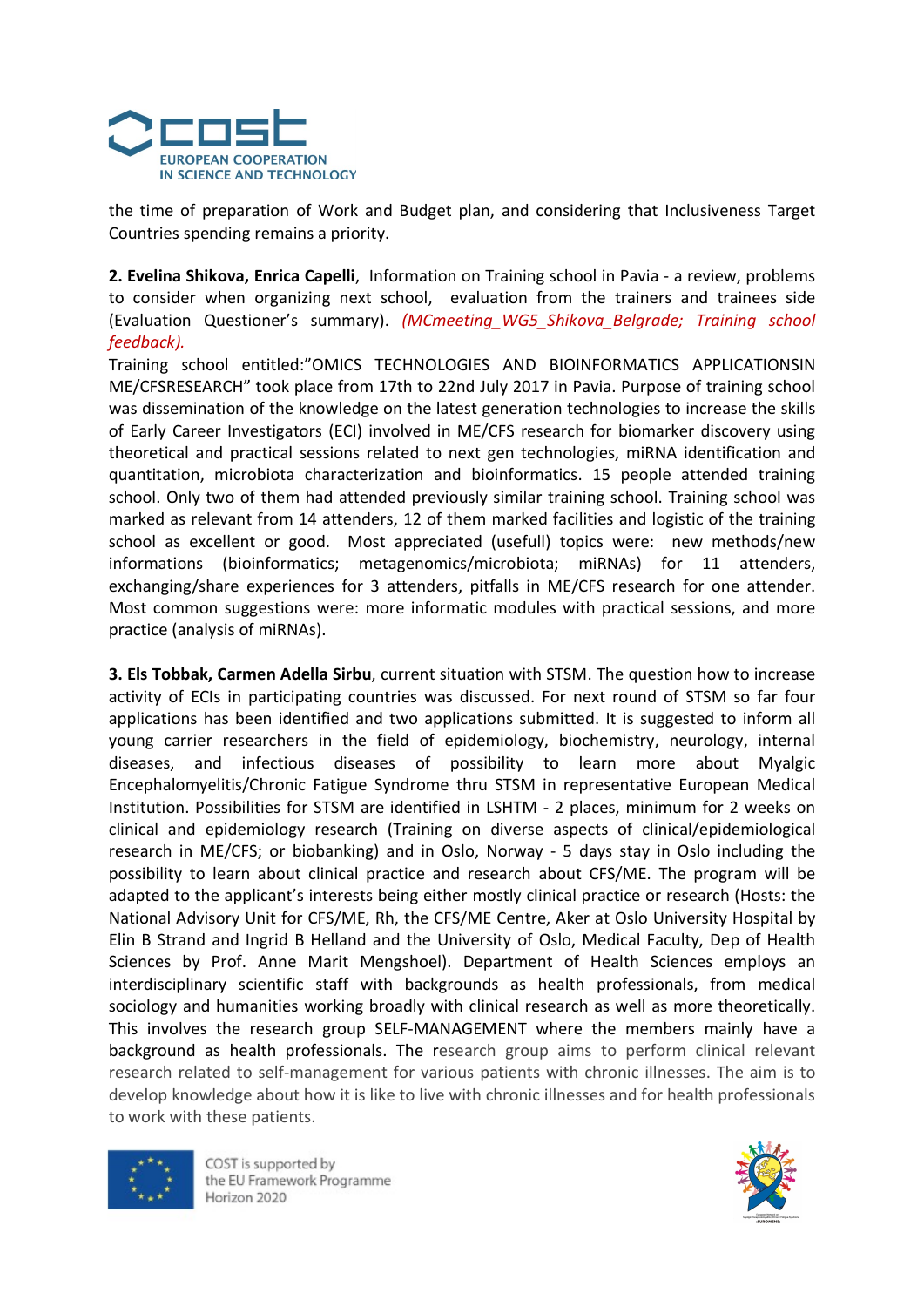the time of preparation of Work and Budget plan, and considering that Inclusiveness Target Countries spending remains a priority.

**2. Evelina Shikova, Enrica Capelli**, Information on Training school in Pavia - a review, problems to consider when organizing next school, evaluation from the trainers and trainees side (Evaluation Questioner's summary). *(MCmeeting_WG5_Shikova_Belgrade; Training school feedback).*

Training school entitled:"OMICS TECHNOLOGIES AND BIOINFORMATICS APPLICATIONSIN ME/CFSRESEARCH" took place from 17th to 22nd July 2017 in Pavia. Purpose of training school was dissemination of the knowledge on the latest generation technologies to increase the skills of Early Career Investigators (ECI) involved in ME/CFS research for biomarker discovery using theoretical and practical sessions related to next gen technologies, miRNA identification and quantitation, microbiota characterization and bioinformatics. 15 people attended training school. Only two of them had attended previously similar training school. Training school was marked as relevant from 14 attenders, 12 of them marked facilities and logistic of the training school as excellent or good. Most appreciated (usefull) topics were: new methods/new informations (bioinformatics; metagenomics/microbiota; miRNAs) for 11 attenders, exchanging/share experiences for 3 attenders, pitfalls in ME/CFS research for one attender. Most common suggestions were: more informatic modules with practical sessions, and more practice (analysis of miRNAs).

**3. Els Tobbak, Carmen Adella Sirbu**, current situation with STSM. The question how to increase activity of ECIs in participating countries was discussed. For next round of STSM so far four applications has been identified and two applications submitted. It is suggested to inform all young carrier researchers in the field of epidemiology, biochemistry, neurology, internal diseases, and infectious diseases of possibility to learn more about Myalgic Encephalomyelitis/Chronic Fatigue Syndrome thru STSM in representative European Medical Institution. Possibilities for STSM are identified in LSHTM - 2 places, minimum for 2 weeks on clinical and epidemiology research (Training on diverse aspects of clinical/epidemiological research in ME/CFS; or biobanking) and in Oslo, Norway - 5 days stay in Oslo including the possibility to learn about clinical practice and research about CFS/ME. The program will be adapted to the applicant's interests being either mostly clinical practice or research (Hosts: the National Advisory Unit for CFS/ME, Rh, the CFS/ME Centre, Aker at Oslo University Hospital by Elin B Strand and Ingrid B Helland and the University of Oslo, Medical Faculty, Dep of Health Sciences by Prof. Anne Marit Mengshoel). Department of Health Sciences employs an interdisciplinary scientific staff with backgrounds as health professionals, from medical sociology and humanities working broadly with clinical research as well as more theoretically. This involves the research group SELF-MANAGEMENT where the members mainly have a background as health professionals. The research group aims to perform clinical relevant research related to self-management for various patients with chronic illnesses. The aim is to develop knowledge about how it is like to live with chronic illnesses and for health professionals to work with these patients.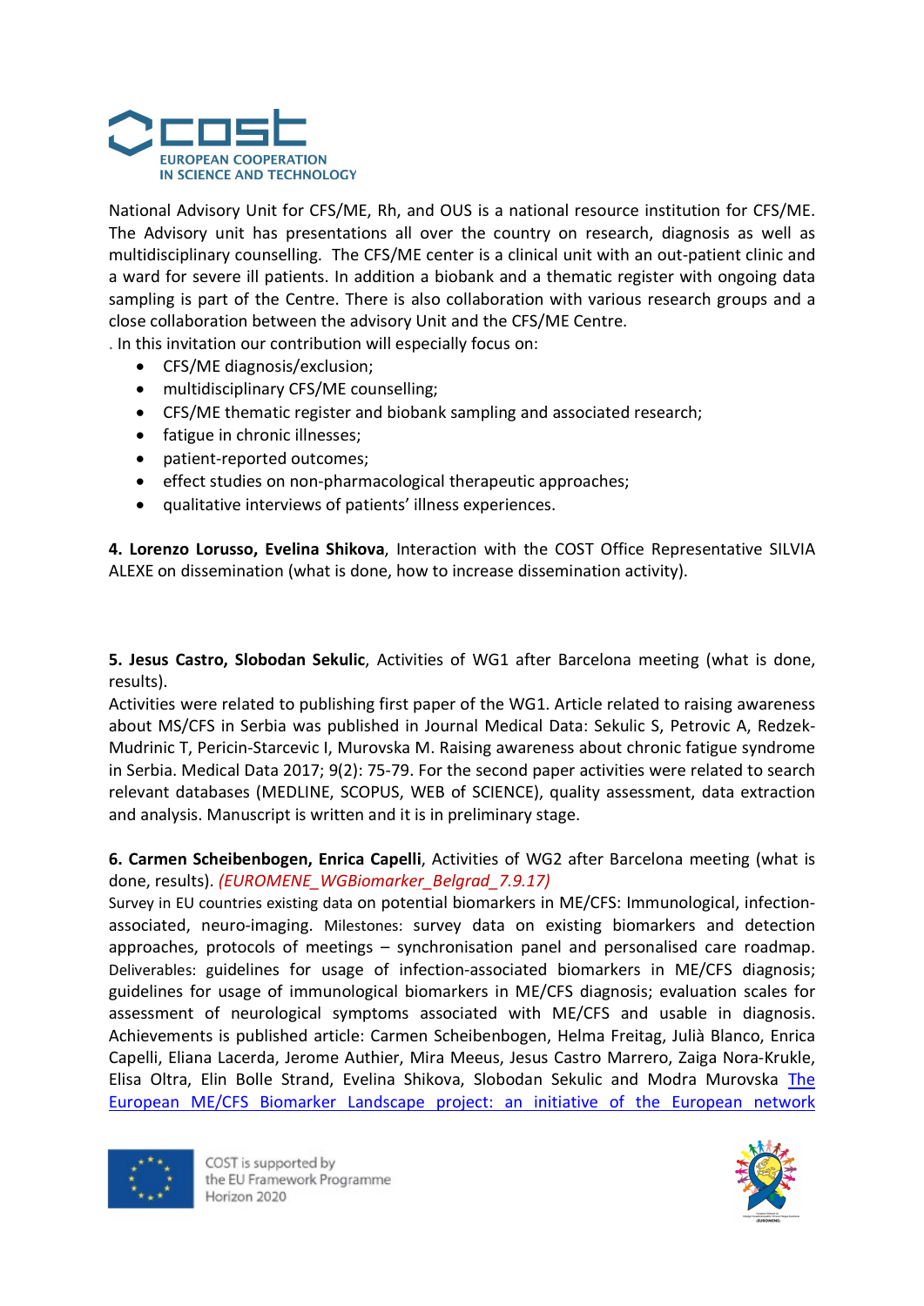National Advisory Unit for CFS/ME, Rh, and OUS is a national resource institution for CFS/ME. The Advisory unit has presentations all over the country on research, diagnosis as well as multidisciplinary counselling. The CFS/ME center is a clinical unit with an out-patient clinic and a ward for severe ill patients. In addition a biobank and a thematic register with ongoing data sampling is part of the Centre. There is also collaboration with various research groups and a close collaboration between the advisory Unit and the CFS/ME Centre.

. In this invitation our contribution will especially focus on:

- CFS/ME diagnosis/exclusion;
- multidisciplinary CFS/ME counselling;
- CFS/ME thematic register and biobank sampling and associated research;
- fatigue in chronic illnesses;
- patient-reported outcomes;
- effect studies on non-pharmacological therapeutic approaches;
- qualitative interviews of patients' illness experiences.

**4. Lorenzo Lorusso, Evelina Shikova**, Interaction with the COST Office Representative SILVIA ALEXE on dissemination (what is done, how to increase dissemination activity).

**5. Jesus Castro, Slobodan Sekulic**, Activities of WG1 after Barcelona meeting (what is done, results).

Activities were related to publishing first paper of the WG1. Article related to raising awareness about MS/CFS in Serbia was published in Journal Medical Data: Sekulic S, Petrovic A, Redzek-Mudrinic T, Pericin-Starcevic I, Murovska M. Raising awareness about chronic fatigue syndrome in Serbia. Medical Data 2017; 9(2): 75-79. For the second paper activities were related to search relevant databases (MEDLINE, SCOPUS, WEB of SCIENCE), quality assessment, data extraction and analysis. Manuscript is written and it is in preliminary stage.

**6. Carmen Scheibenbogen, Enrica Capelli**, Activities of WG2 after Barcelona meeting (what is done, results). *(EUROMENE_WGBiomarker_Belgrad_7.9.17)*

Survey in EU countries existing data on potential biomarkers in ME/CFS: Immunological, infection-associated, neuro-imaging. Milestones: survey data on existing biomarkers and detection approaches, protocols of meetings – synchronisation panel and personalised care roadmap. Deliverables: guidelines for usage of infection-associated biomarkers in ME/CFS diagnosis; guidelines for usage of immunological biomarkers in ME/CFS diagnosis; evaluation scales for assessment of neurological symptoms associated with ME/CFS and usable in diagnosis. Achievements is published article: Carmen Scheibenbogen, Helma Freitag, Julià Blanco, Enrica Capelli, Eliana Lacerda, Jerome Authier, Mira Meeus, Jesus Castro Marrero, Zaiga Nora-Krukle, Elisa Oltra, Elin Bolle Strand, Evelina Shikova, Slobodan Sekulic and Modra Murovska The European ME/CFS Biomarker Landscape project: an initiative of the European network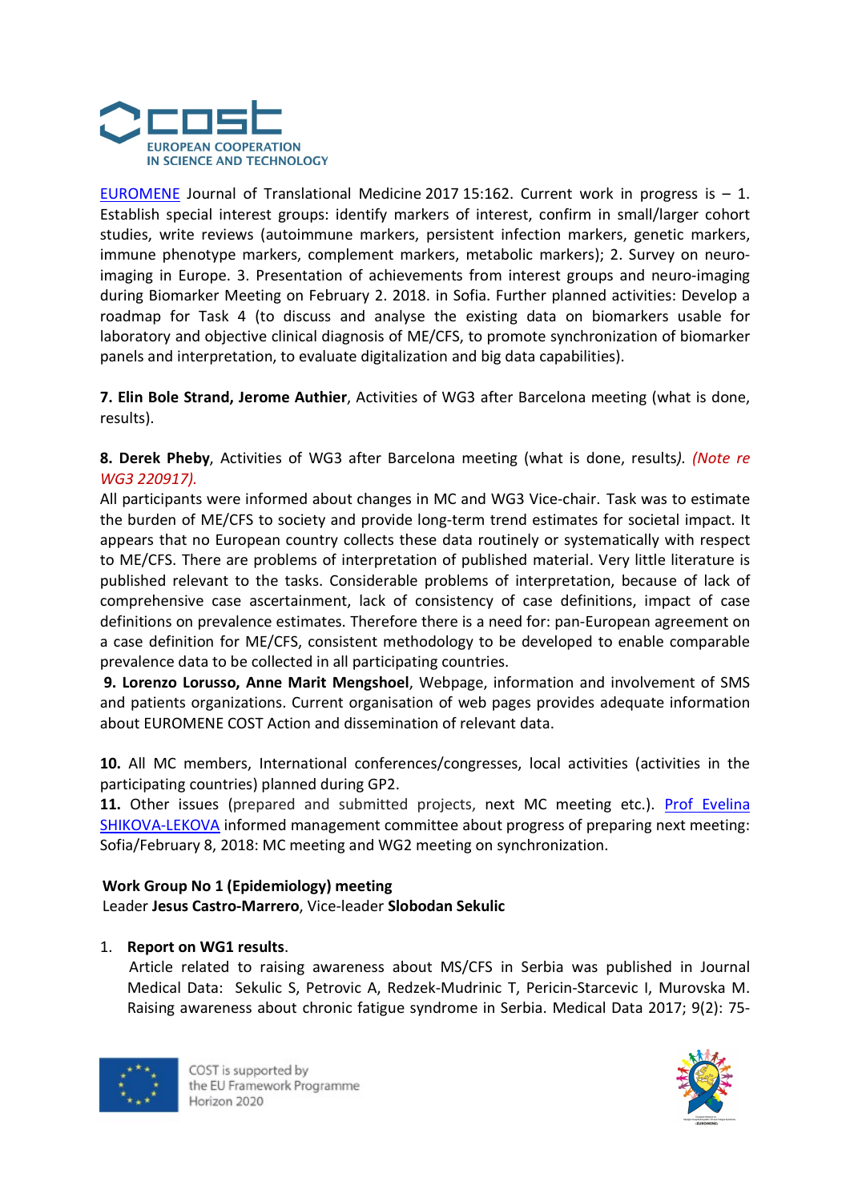[EUROMENE](#) Journal of Translational Medicine 2017 15:162. Current work in progress is – 1. Establish special interest groups: identify markers of interest, confirm in small/larger cohort studies, write reviews (autoimmune markers, persistent infection markers, genetic markers, immune phenotype markers, complement markers, metabolic markers); 2. Survey on neuro-imaging in Europe. 3. Presentation of achievements from interest groups and neuro-imaging during Biomarker Meeting on February 2. 2018. in Sofia. Further planned activities: Develop a roadmap for Task 4 (to discuss and analyse the existing data on biomarkers usable for laboratory and objective clinical diagnosis of ME/CFS, to promote synchronization of biomarker panels and interpretation, to evaluate digitalization and big data capabilities).

**7. Elin Bole Strand, Jerome Authier**, Activities of WG3 after Barcelona meeting (what is done, results).

**8. Derek Pheby**, Activities of WG3 after Barcelona meeting (what is done, results*). (Note re WG3 220917).*

All participants were informed about changes in MC and WG3 Vice-chair. Task was to estimate the burden of ME/CFS to society and provide long-term trend estimates for societal impact. It appears that no European country collects these data routinely or systematically with respect to ME/CFS. There are problems of interpretation of published material. Very little literature is published relevant to the tasks. Considerable problems of interpretation, because of lack of comprehensive case ascertainment, lack of consistency of case definitions, impact of case definitions on prevalence estimates. Therefore there is a need for: pan-European agreement on a case definition for ME/CFS, consistent methodology to be developed to enable comparable prevalence data to be collected in all participating countries.

**9. Lorenzo Lorusso, Anne Marit Mengshoel**, Webpage, information and involvement of SMS and patients organizations. Current organisation of web pages provides adequate information about EUROMENE COST Action and dissemination of relevant data.

**10.** All MC members, International conferences/congresses, local activities (activities in the participating countries) planned during GP2.

**11.** Other issues (prepared and submitted projects, next MC meeting etc.). [Prof Evelina SHIKOVA-LEKOVA](#) informed management committee about progress of preparing next meeting: Sofia/February 8, 2018: MC meeting and WG2 meeting on synchronization.

**Work Group No 1 (Epidemiology) meeting**
Leader **Jesus Castro-Marrero**, Vice-leader **Slobodan Sekulic**

1. **Report on WG1 results**.
   Article related to raising awareness about MS/CFS in Serbia was published in Journal Medical Data: Sekulic S, Petrovic A, Redzek-Mudrinic T, Pericin-Starcevic I, Murovska M. Raising awareness about chronic fatigue syndrome in Serbia. Medical Data 2017; 9(2): 75-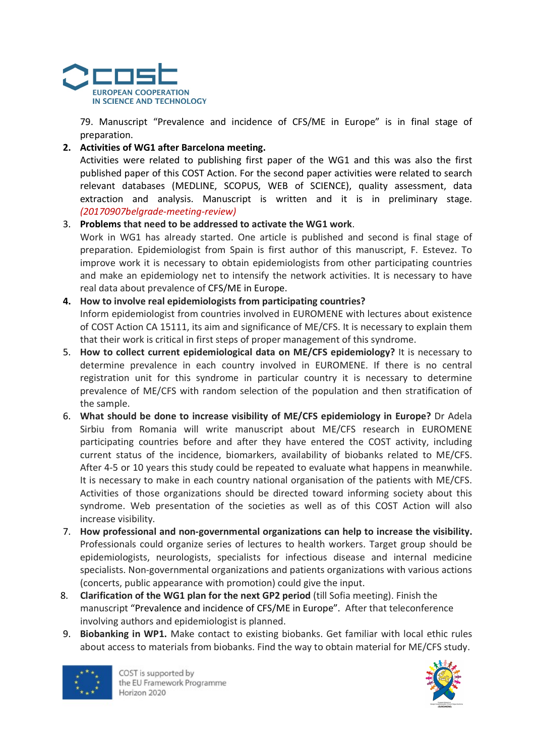79. Manuscript "Prevalence and incidence of CFS/ME in Europe" is in final stage of preparation.

2. **Activities of WG1 after Barcelona meeting.**
   Activities were related to publishing first paper of the WG1 and this was also the first published paper of this COST Action. For the second paper activities were related to search relevant databases (MEDLINE, SCOPUS, WEB of SCIENCE), quality assessment, data extraction and analysis. Manuscript is written and it is in preliminary stage. *(20170907belgrade-meeting-review)*
3. **Problems that need to be addressed to activate the WG1 work**.
   Work in WG1 has already started. One article is published and second is final stage of preparation. Epidemiologist from Spain is first author of this manuscript, F. Estevez. To improve work it is necessary to obtain epidemiologists from other participating countries and make an epidemiology net to intensify the network activities. It is necessary to have real data about prevalence of CFS/ME in Europe.
4. **How to involve real epidemiologists from participating countries?**
   Inform epidemiologist from countries involved in EUROMENE with lectures about existence of COST Action CA 15111, its aim and significance of ME/CFS. It is necessary to explain them that their work is critical in first steps of proper management of this syndrome.
5. **How to collect current epidemiological data on ME/CFS epidemiology?** It is necessary to determine prevalence in each country involved in EUROMENE. If there is no central registration unit for this syndrome in particular country it is necessary to determine prevalence of ME/CFS with random selection of the population and then stratification of the sample.
6. **What should be done to increase visibility of ME/CFS epidemiology in Europe?** Dr Adela Sirbiu from Romania will write manuscript about ME/CFS research in EUROMENE participating countries before and after they have entered the COST activity, including current status of the incidence, biomarkers, availability of biobanks related to ME/CFS. After 4-5 or 10 years this study could be repeated to evaluate what happens in meanwhile. It is necessary to make in each country national organisation of the patients with ME/CFS. Activities of those organizations should be directed toward informing society about this syndrome. Web presentation of the societies as well as of this COST Action will also increase visibility.
7. **How professional and non-governmental organizations can help to increase the visibility.** Professionals could organize series of lectures to health workers. Target group should be epidemiologists, neurologists, specialists for infectious disease and internal medicine specialists. Non-governmental organizations and patients organizations with various actions (concerts, public appearance with promotion) could give the input.
8. **Clarification of the WG1 plan for the next GP2 period** (till Sofia meeting). Finish the manuscript "Prevalence and incidence of CFS/ME in Europe". After that teleconference involving authors and epidemiologist is planned.
9. **Biobanking in WP1.** Make contact to existing biobanks. Get familiar with local ethic rules about access to materials from biobanks. Find the way to obtain material for ME/CFS study.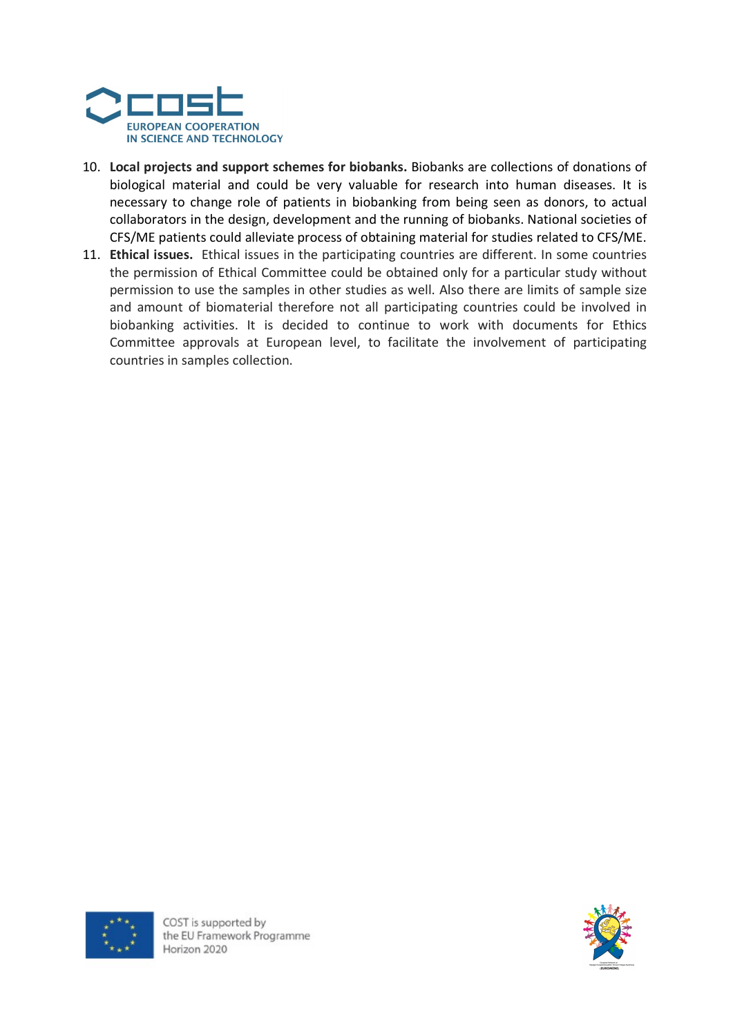10. **Local projects and support schemes for biobanks.** Biobanks are collections of donations of biological material and could be very valuable for research into human diseases. It is necessary to change role of patients in biobanking from being seen as donors, to actual collaborators in the design, development and the running of biobanks. National societies of CFS/ME patients could alleviate process of obtaining material for studies related to CFS/ME.
11. **Ethical issues.** Ethical issues in the participating countries are different. In some countries the permission of Ethical Committee could be obtained only for a particular study without permission to use the samples in other studies as well. Also there are limits of sample size and amount of biomaterial therefore not all participating countries could be involved in biobanking activities. It is decided to continue to work with documents for Ethics Committee approvals at European level, to facilitate the involvement of participating countries in samples collection.